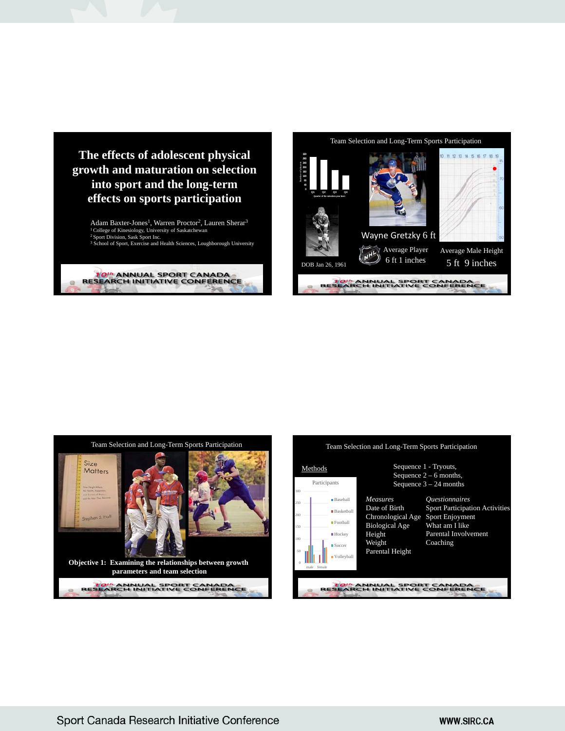# The effects of adolescent physical growth and maturation on selection into sport and the long-term effects on sports participation

Adam Baxter-Jones[1], Warren Proctor[2], Lauren Sherar[3]

[1] College of Kinesiology, University of Saskatchewan
[2] Sport Division, Sask Sport Inc.
[3] School of Sport, Exercise and Health Sciences, Loughborough University

10th ANNUAL SPORT CANADA RESEARCH INITIATIVE CONFERENCE

---

## Team Selection and Long-Term Sports Participation

DOB Jan 26, 1961

Wayne Gretzky 6 ft

Average Player 6 ft 1 inches

Average Male Height 5 ft 9 inches

10th ANNUAL SPORT CANADA RESEARCH INITIATIVE CONFERENCE

---

## Team Selection and Long-Term Sports Participation

**Objective 1: Examining the relationships between growth parameters and team selection**

10th ANNUAL SPORT CANADA RESEARCH INITIATIVE CONFERENCE

---

## Team Selection and Long-Term Sports Participation

Methods

Sequence 1 - Tryouts,
Sequence 2 – 6 months,
Sequence 3 – 24 months

Participants

| *Measures* | *Questionnaires* |
|---|---|
| Date of Birth | Sport Participation Activities |
| Chronological Age | Sport Enjoyment |
| Biological Age | What am I like |
| Height | Parental Involvement |
| Weight | Coaching |
| Parental Height | |

10th ANNUAL SPORT CANADA RESEARCH INITIATIVE CONFERENCE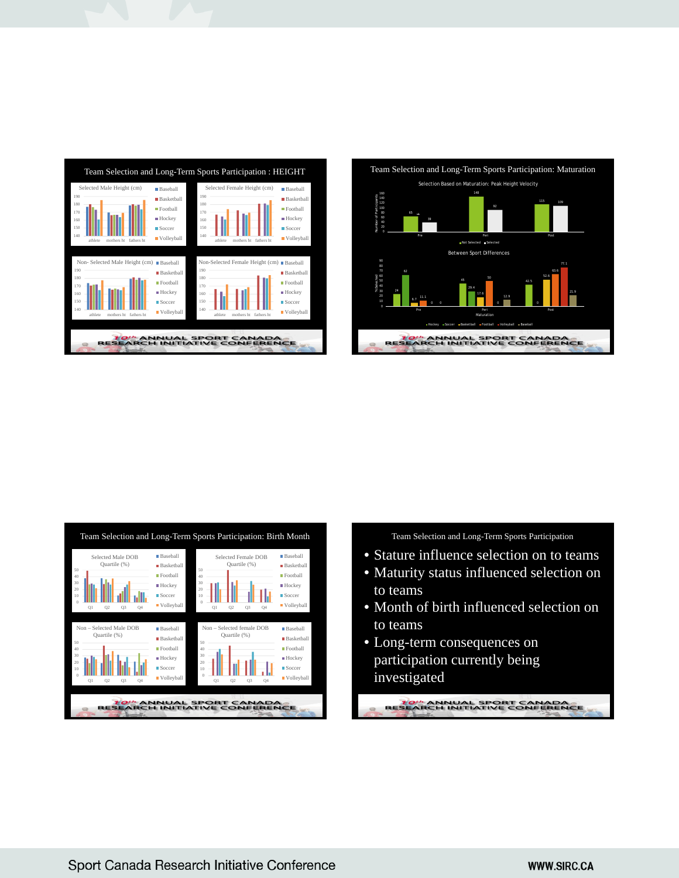## Team Selection and Long-Term Sports Participation : HEIGHT

Selected Male Height (cm)

190
180
170
160
150
140

athlete mothers ht fathers ht

Baseball
Basketball
Football
Hockey
Soccer
Volleyball

Selected Female Height (cm)

190
180
170
160
150
140

athlete mothers ht fathers ht

Baseball
Basketball
Football
Hockey
Soccer
Volleyball

Non- Selected Male Height (cm)

190
180
170
160
150
140

athlete mothers ht fathers ht

Baseball
Basketball
Football
Hockey
Soccer
Volleyball

Non-Selected Female Height (cm)

190
180
170
160
150
140

athlete mothers ht fathers ht

Baseball
Basketball
Football
Hockey
Soccer
Volleyball

10th ANNUAL SPORT CANADA RESEARCH INITIATIVE CONFERENCE

## Team Selection and Long-Term Sports Participation: Maturation

Selection Based on Maturation: Peak Height Velocity

Number of Participants

160
140
120
100
80
60
40
20
0

65 39 148 92 115 109

Pre Peri Post

Not Selected Selected

Between Sport Differences

% Selected

90
80
70
60
50
40
30
20
10
0

24 62 6.7 11.1 0 0 45 29.4 17.6 50 0 12.9 42.5 0 52.6 63.6 77.1 21.9

Pre Peri Post

Maturation

Hockey Soccer Basketball Football Volleyball Baseball

10th ANNUAL SPORT CANADA RESEARCH INITIATIVE CONFERENCE

## Team Selection and Long-Term Sports Participation: Birth Month

Selected Male DOB Quartile (%)

50
40
30
20
10
0

Q1 Q2 Q3 Q4

Baseball
Basketball
Football
Hockey
Soccer
Volleyball

Selected Female DOB Quartile (%)

50
40
30
20
10
0

Q1 Q2 Q3 Q4

Baseball
Basketball
Football
Hockey
Soccer
Volleyball

Non – Selected Male DOB Quartile (%)

50
40
30
20
10
0

Q1 Q2 Q3 Q4

Baseball
Basketball
Football
Hockey
Soccer
Volleyball

Non – Selected female DOB Quartile (%)

50
40
30
20
10
0

Q1 Q2 Q3 Q4

Baseball
Basketball
Football
Hockey
Soccer
Volleyball

10th ANNUAL SPORT CANADA RESEARCH INITIATIVE CONFERENCE

## Team Selection and Long-Term Sports Participation

- Stature influence selection on to teams
- Maturity status influenced selection on to teams
- Month of birth influenced selection on to teams
- Long-term consequences on participation currently being investigated

10th ANNUAL SPORT CANADA RESEARCH INITIATIVE CONFERENCE